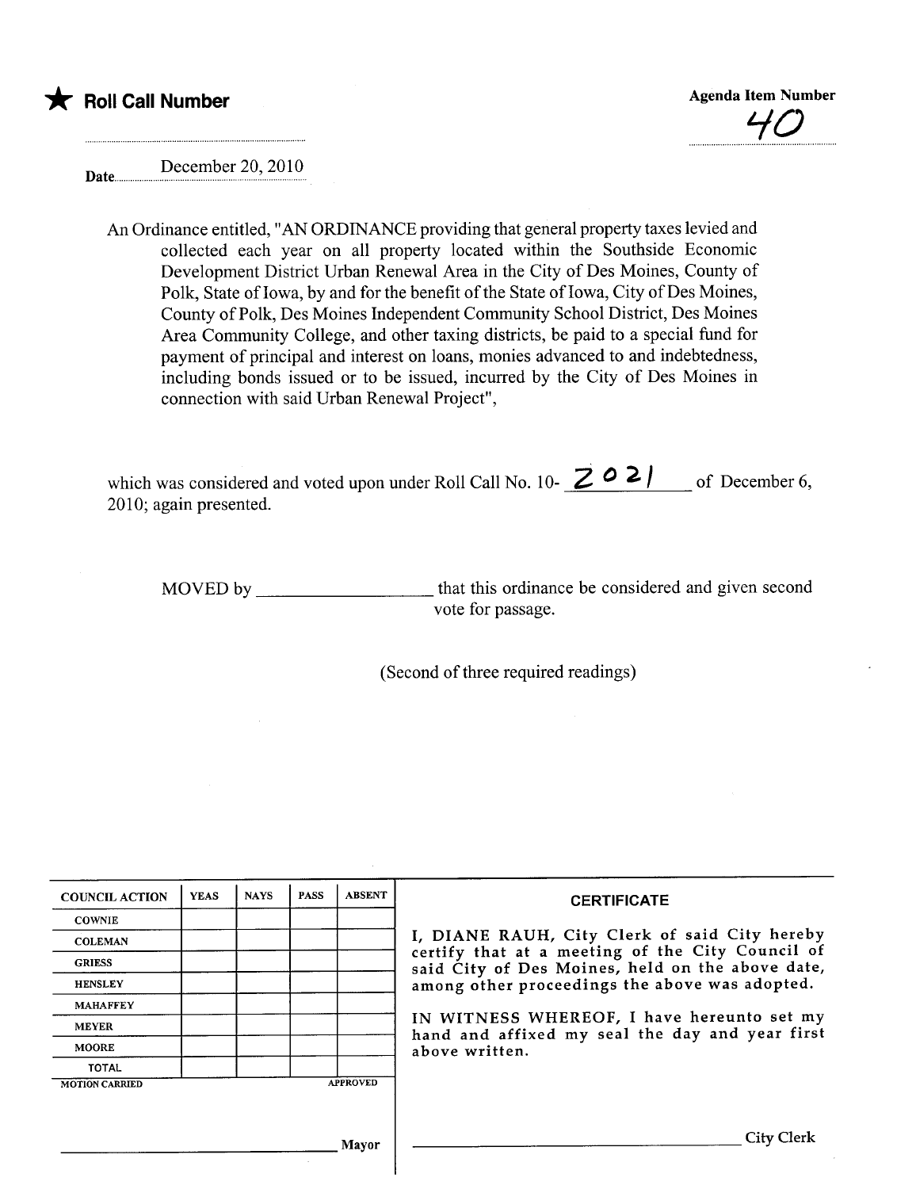★ **Roll Call Number**

**Agenda Item Number**

40

Date December 20, 2010

An Ordinance entitled, "AN ORDINANCE providing that general property taxes levied and collected each year on all property located within the Southside Economic Development District Urban Renewal Area in the City of Des Moines, County of Polk, State of Iowa, by and for the benefit of the State of Iowa, City of Des Moines, County of Polk, Des Moines Independent Community School District, Des Moines Area Community College, and other taxing districts, be paid to a special fund for payment of principal and interest on loans, monies advanced to and indebtedness, including bonds issued or to be issued, incurred by the City of Des Moines in connection with said Urban Renewal Project",

which was considered and voted upon under Roll Call No. 10- 2021 of December 6, 2010; again presented.

MOVED by __________________ that this ordinance be considered and given second vote for passage.

(Second of three required readings)

| COUNCIL ACTION | YEAS | NAYS | PASS | ABSENT |
|---|---|---|---|---|
| COWNIE | | | | |
| COLEMAN | | | | |
| GRIESS | | | | |
| HENSLEY | | | | |
| MAHAFFEY | | | | |
| MEYER | | | | |
| MOORE | | | | |
| TOTAL | | | | |

MOTION CARRIED APPROVED

__________________ Mayor

**CERTIFICATE**

I, DIANE RAUH, City Clerk of said City hereby certify that at a meeting of the City Council of said City of Des Moines, held on the above date, among other proceedings the above was adopted.

IN WITNESS WHEREOF, I have hereunto set my hand and affixed my seal the day and year first above written.

__________________ City Clerk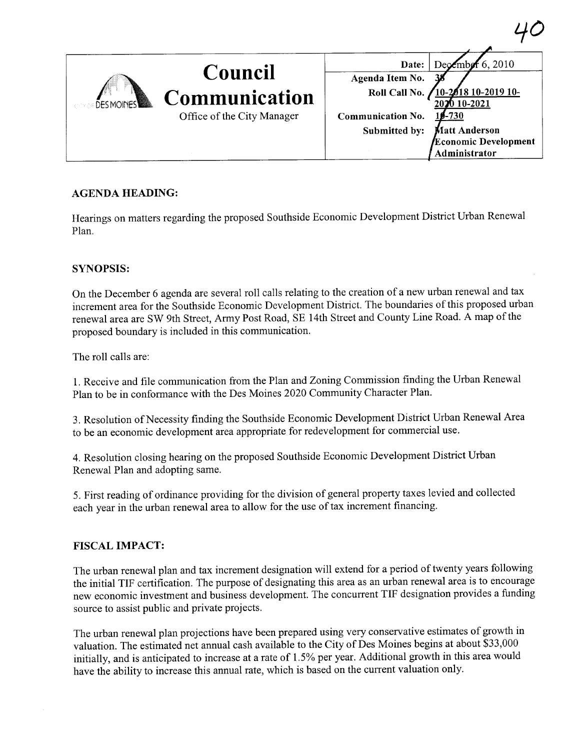40

| | Council Communication | Date: | December 6, 2010 |
|---|---|---|---|
| | Office of the City Manager | Agenda Item No. | 38 |
| | | Roll Call No. | 10-2018 10-2019 10-2020 10-2021 |
| | | Communication No. | 10-730 |
| | | Submitted by: | Matt Anderson Economic Development Administrator |

## AGENDA HEADING:

Hearings on matters regarding the proposed Southside Economic Development District Urban Renewal Plan.

## SYNOPSIS:

On the December 6 agenda are several roll calls relating to the creation of a new urban renewal and tax increment area for the Southside Economic Development District. The boundaries of this proposed urban renewal area are SW 9th Street, Army Post Road, SE 14th Street and County Line Road. A map of the proposed boundary is included in this communication.

The roll calls are:

1. Receive and file communication from the Plan and Zoning Commission finding the Urban Renewal Plan to be in conformance with the Des Moines 2020 Community Character Plan.

3. Resolution of Necessity finding the Southside Economic Development District Urban Renewal Area to be an economic development area appropriate for redevelopment for commercial use.

4. Resolution closing hearing on the proposed Southside Economic Development District Urban Renewal Plan and adopting same.

5. First reading of ordinance providing for the division of general property taxes levied and collected each year in the urban renewal area to allow for the use of tax increment financing.

## FISCAL IMPACT:

The urban renewal plan and tax increment designation will extend for a period of twenty years following the initial TIF certification. The purpose of designating this area as an urban renewal area is to encourage new economic investment and business development. The concurrent TIF designation provides a funding source to assist public and private projects.

The urban renewal plan projections have been prepared using very conservative estimates of growth in valuation. The estimated net annual cash available to the City of Des Moines begins at about $33,000 initially, and is anticipated to increase at a rate of 1.5% per year. Additional growth in this area would have the ability to increase this annual rate, which is based on the current valuation only.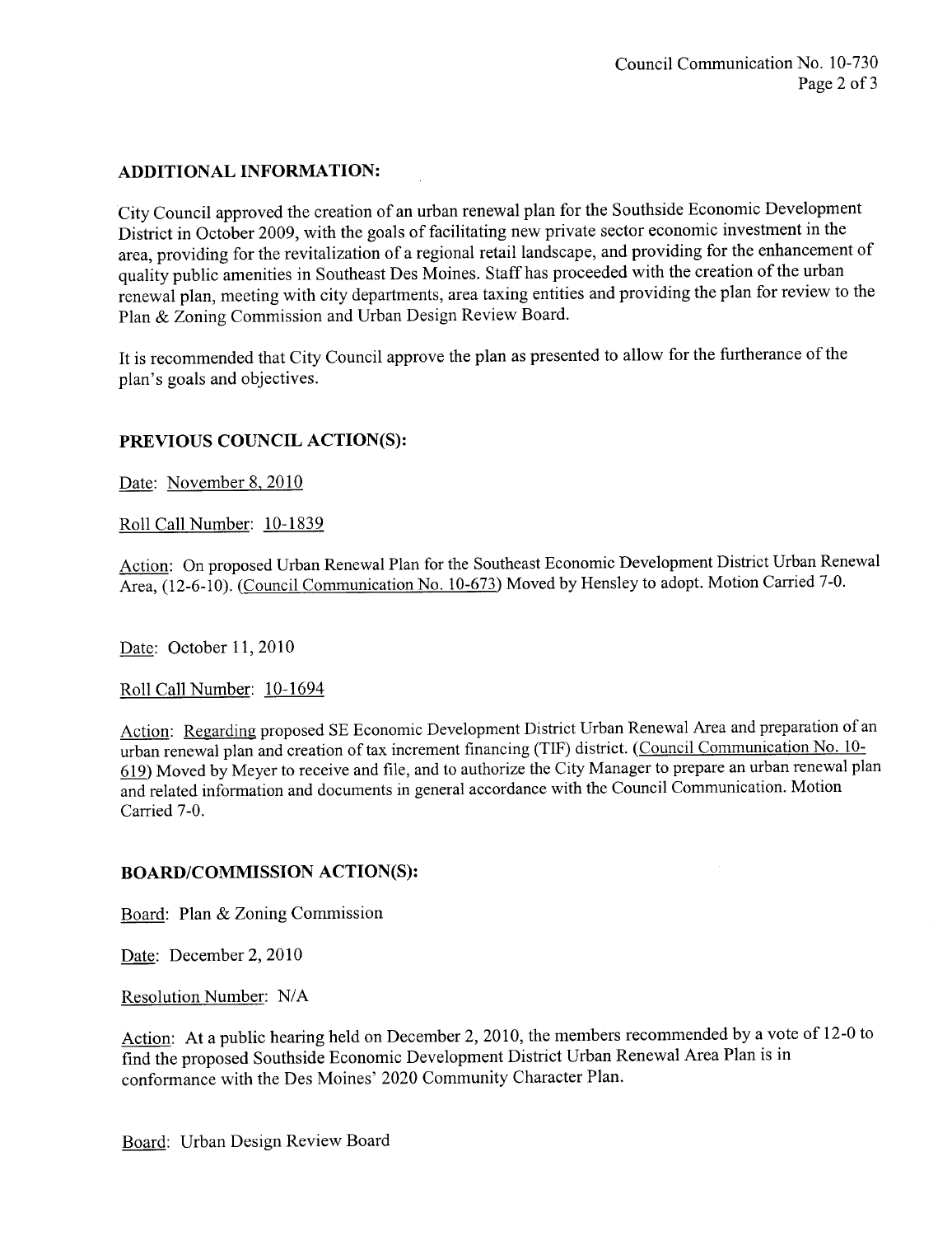## ADDITIONAL INFORMATION:

City Council approved the creation of an urban renewal plan for the Southside Economic Development District in October 2009, with the goals of facilitating new private sector economic investment in the area, providing for the revitalization of a regional retail landscape, and providing for the enhancement of quality public amenities in Southeast Des Moines. Staff has proceeded with the creation of the urban renewal plan, meeting with city departments, area taxing entities and providing the plan for review to the Plan & Zoning Commission and Urban Design Review Board.

It is recommended that City Council approve the plan as presented to allow for the furtherance of the plan's goals and objectives.

## PREVIOUS COUNCIL ACTION(S):

Date: November 8, 2010

Roll Call Number: 10-1839

Action: On proposed Urban Renewal Plan for the Southeast Economic Development District Urban Renewal Area, (12-6-10). (Council Communication No. 10-673) Moved by Hensley to adopt. Motion Carried 7-0.

Date: October 11, 2010

Roll Call Number: 10-1694

Action: Regarding proposed SE Economic Development District Urban Renewal Area and preparation of an urban renewal plan and creation of tax increment financing (TIF) district. (Council Communication No. 10-619) Moved by Meyer to receive and file, and to authorize the City Manager to prepare an urban renewal plan and related information and documents in general accordance with the Council Communication. Motion Carried 7-0.

## BOARD/COMMISSION ACTION(S):

Board: Plan & Zoning Commission

Date: December 2, 2010

Resolution Number: N/A

Action: At a public hearing held on December 2, 2010, the members recommended by a vote of 12-0 to find the proposed Southside Economic Development District Urban Renewal Area Plan is in conformance with the Des Moines' 2020 Community Character Plan.

Board: Urban Design Review Board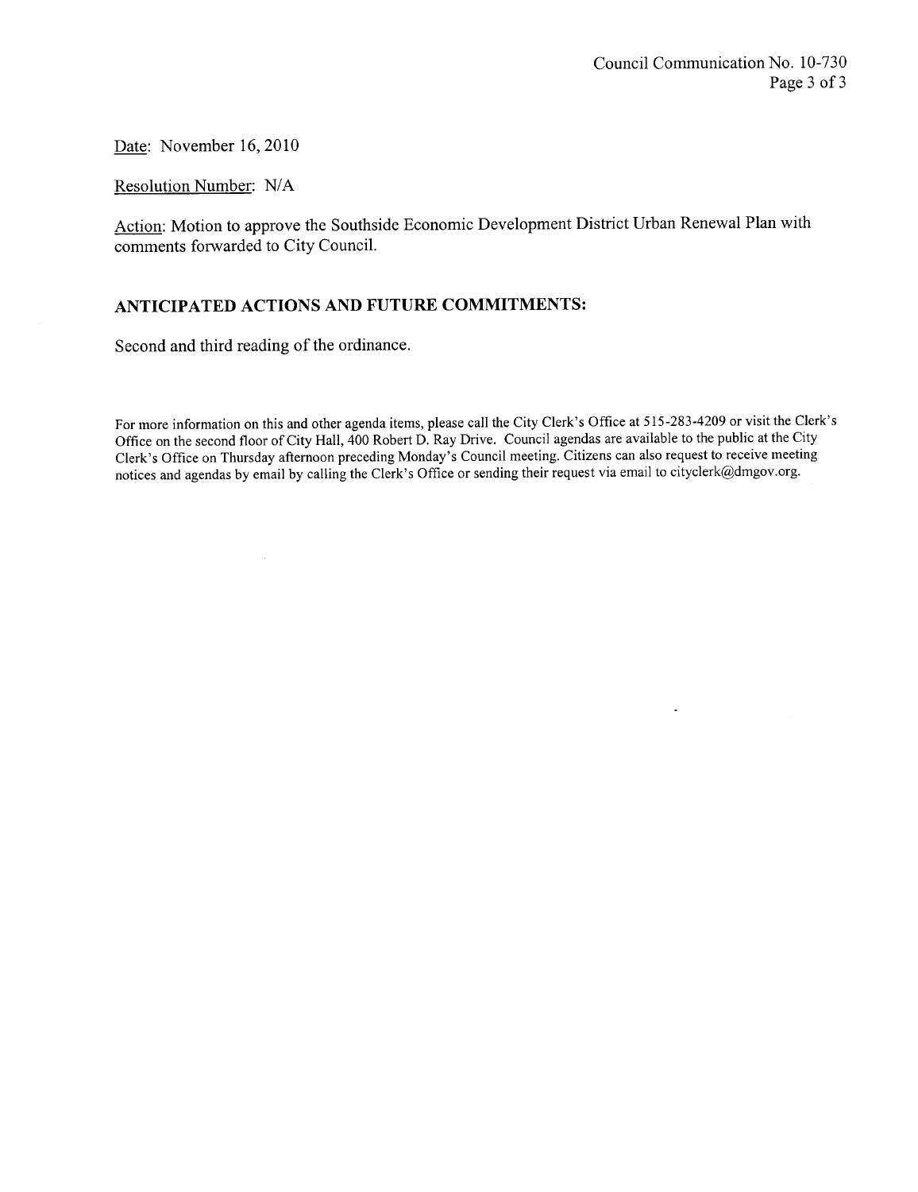Date: November 16, 2010

Resolution Number: N/A

Action: Motion to approve the Southside Economic Development District Urban Renewal Plan with comments forwarded to City Council.

## ANTICIPATED ACTIONS AND FUTURE COMMITMENTS:

Second and third reading of the ordinance.

For more information on this and other agenda items, please call the City Clerk's Office at 515-283-4209 or visit the Clerk's Office on the second floor of City Hall, 400 Robert D. Ray Drive. Council agendas are available to the public at the City Clerk's Office on Thursday afternoon preceding Monday's Council meeting. Citizens can also request to receive meeting notices and agendas by email by calling the Clerk's Office or sending their request via email to cityclerk@dmgov.org.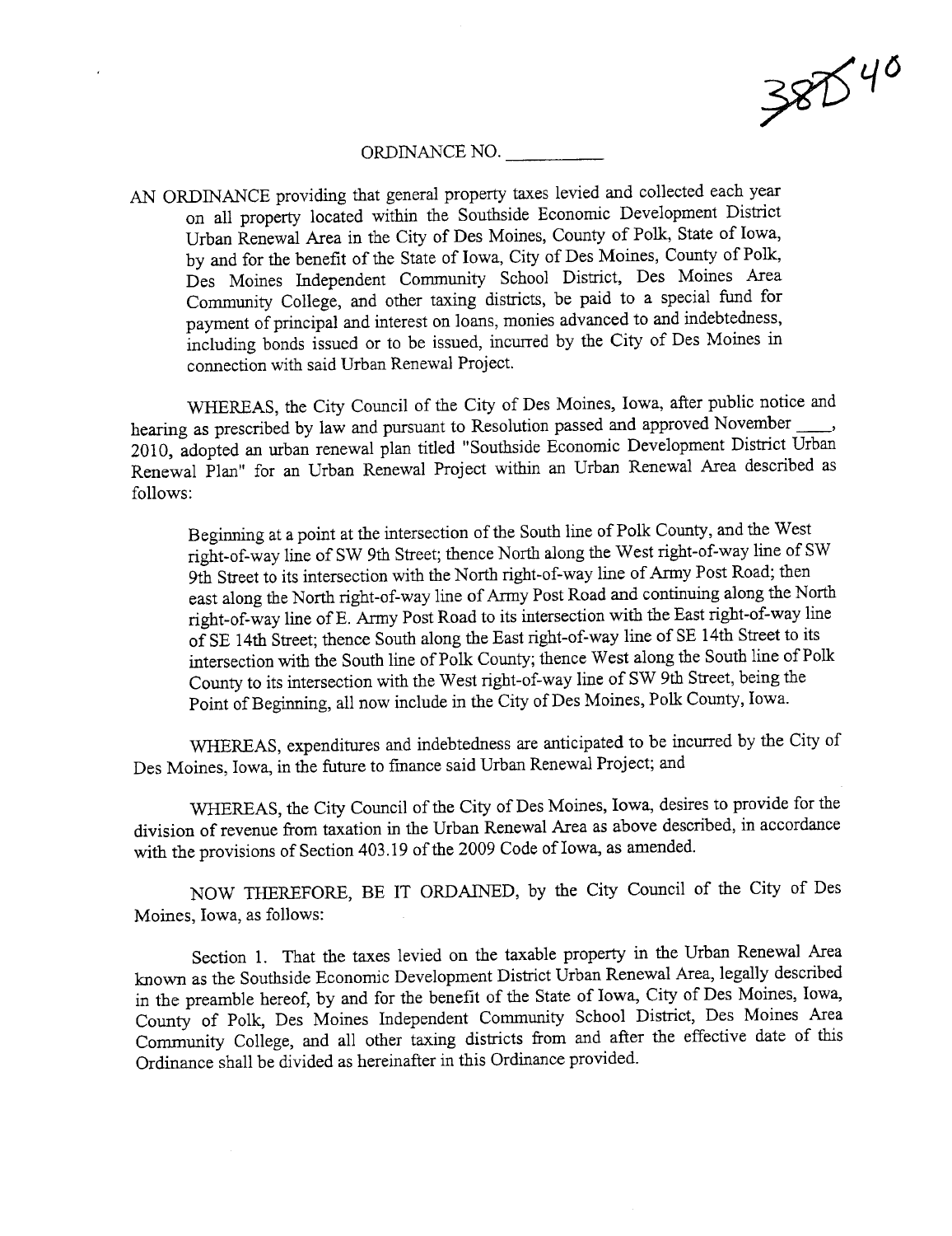38540

ORDINANCE NO. __________

AN ORDINANCE providing that general property taxes levied and collected each year on all property located within the Southside Economic Development District Urban Renewal Area in the City of Des Moines, County of Polk, State of Iowa, by and for the benefit of the State of Iowa, City of Des Moines, County of Polk, Des Moines Independent Community School District, Des Moines Area Community College, and other taxing districts, be paid to a special fund for payment of principal and interest on loans, monies advanced to and indebtedness, including bonds issued or to be issued, incurred by the City of Des Moines in connection with said Urban Renewal Project.

WHEREAS, the City Council of the City of Des Moines, Iowa, after public notice and hearing as prescribed by law and pursuant to Resolution passed and approved November ____, 2010, adopted an urban renewal plan titled "Southside Economic Development District Urban Renewal Plan" for an Urban Renewal Project within an Urban Renewal Area described as follows:

Beginning at a point at the intersection of the South line of Polk County, and the West right-of-way line of SW 9th Street; thence North along the West right-of-way line of SW 9th Street to its intersection with the North right-of-way line of Army Post Road; then east along the North right-of-way line of Army Post Road and continuing along the North right-of-way line of E. Army Post Road to its intersection with the East right-of-way line of SE 14th Street; thence South along the East right-of-way line of SE 14th Street to its intersection with the South line of Polk County; thence West along the South line of Polk County to its intersection with the West right-of-way line of SW 9th Street, being the Point of Beginning, all now include in the City of Des Moines, Polk County, Iowa.

WHEREAS, expenditures and indebtedness are anticipated to be incurred by the City of Des Moines, Iowa, in the future to finance said Urban Renewal Project; and

WHEREAS, the City Council of the City of Des Moines, Iowa, desires to provide for the division of revenue from taxation in the Urban Renewal Area as above described, in accordance with the provisions of Section 403.19 of the 2009 Code of Iowa, as amended.

NOW THEREFORE, BE IT ORDAINED, by the City Council of the City of Des Moines, Iowa, as follows:

Section 1. That the taxes levied on the taxable property in the Urban Renewal Area known as the Southside Economic Development District Urban Renewal Area, legally described in the preamble hereof, by and for the benefit of the State of Iowa, City of Des Moines, Iowa, County of Polk, Des Moines Independent Community School District, Des Moines Area Community College, and all other taxing districts from and after the effective date of this Ordinance shall be divided as hereinafter in this Ordinance provided.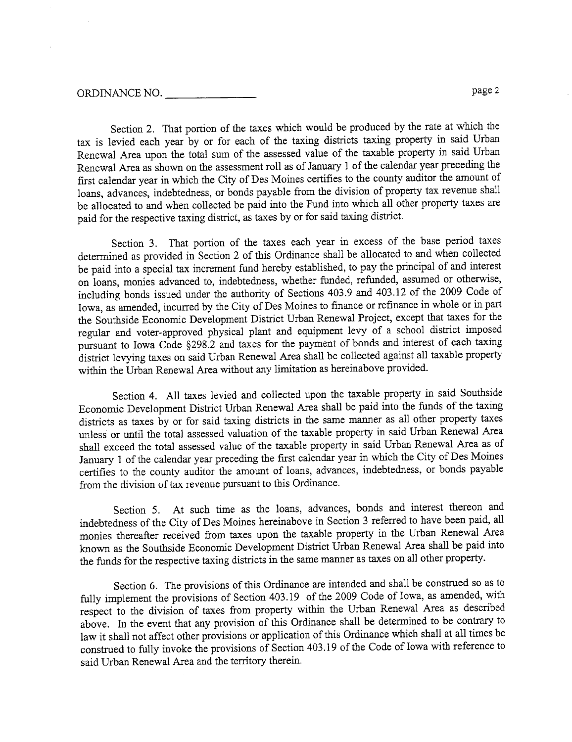ORDINANCE NO. ________________

Section 2. That portion of the taxes which would be produced by the rate at which the tax is levied each year by or for each of the taxing districts taxing property in said Urban Renewal Area upon the total sum of the assessed value of the taxable property in said Urban Renewal Area as shown on the assessment roll as of January 1 of the calendar year preceding the first calendar year in which the City of Des Moines certifies to the county auditor the amount of loans, advances, indebtedness, or bonds payable from the division of property tax revenue shall be allocated to and when collected be paid into the Fund into which all other property taxes are paid for the respective taxing district, as taxes by or for said taxing district.

Section 3. That portion of the taxes each year in excess of the base period taxes determined as provided in Section 2 of this Ordinance shall be allocated to and when collected be paid into a special tax increment fund hereby established, to pay the principal of and interest on loans, monies advanced to, indebtedness, whether funded, refunded, assumed or otherwise, including bonds issued under the authority of Sections 403.9 and 403.12 of the 2009 Code of Iowa, as amended, incurred by the City of Des Moines to finance or refinance in whole or in part the Southside Economic Development District Urban Renewal Project, except that taxes for the regular and voter-approved physical plant and equipment levy of a school district imposed pursuant to Iowa Code §298.2 and taxes for the payment of bonds and interest of each taxing district levying taxes on said Urban Renewal Area shall be collected against all taxable property within the Urban Renewal Area without any limitation as hereinabove provided.

Section 4. All taxes levied and collected upon the taxable property in said Southside Economic Development District Urban Renewal Area shall be paid into the funds of the taxing districts as taxes by or for said taxing districts in the same manner as all other property taxes unless or until the total assessed valuation of the taxable property in said Urban Renewal Area shall exceed the total assessed value of the taxable property in said Urban Renewal Area as of January 1 of the calendar year preceding the first calendar year in which the City of Des Moines certifies to the county auditor the amount of loans, advances, indebtedness, or bonds payable from the division of tax revenue pursuant to this Ordinance.

Section 5. At such time as the loans, advances, bonds and interest thereon and indebtedness of the City of Des Moines hereinabove in Section 3 referred to have been paid, all monies thereafter received from taxes upon the taxable property in the Urban Renewal Area known as the Southside Economic Development District Urban Renewal Area shall be paid into the funds for the respective taxing districts in the same manner as taxes on all other property.

Section 6. The provisions of this Ordinance are intended and shall be construed so as to fully implement the provisions of Section 403.19 of the 2009 Code of Iowa, as amended, with respect to the division of taxes from property within the Urban Renewal Area as described above. In the event that any provision of this Ordinance shall be determined to be contrary to law it shall not affect other provisions or application of this Ordinance which shall at all times be construed to fully invoke the provisions of Section 403.19 of the Code of Iowa with reference to said Urban Renewal Area and the territory therein.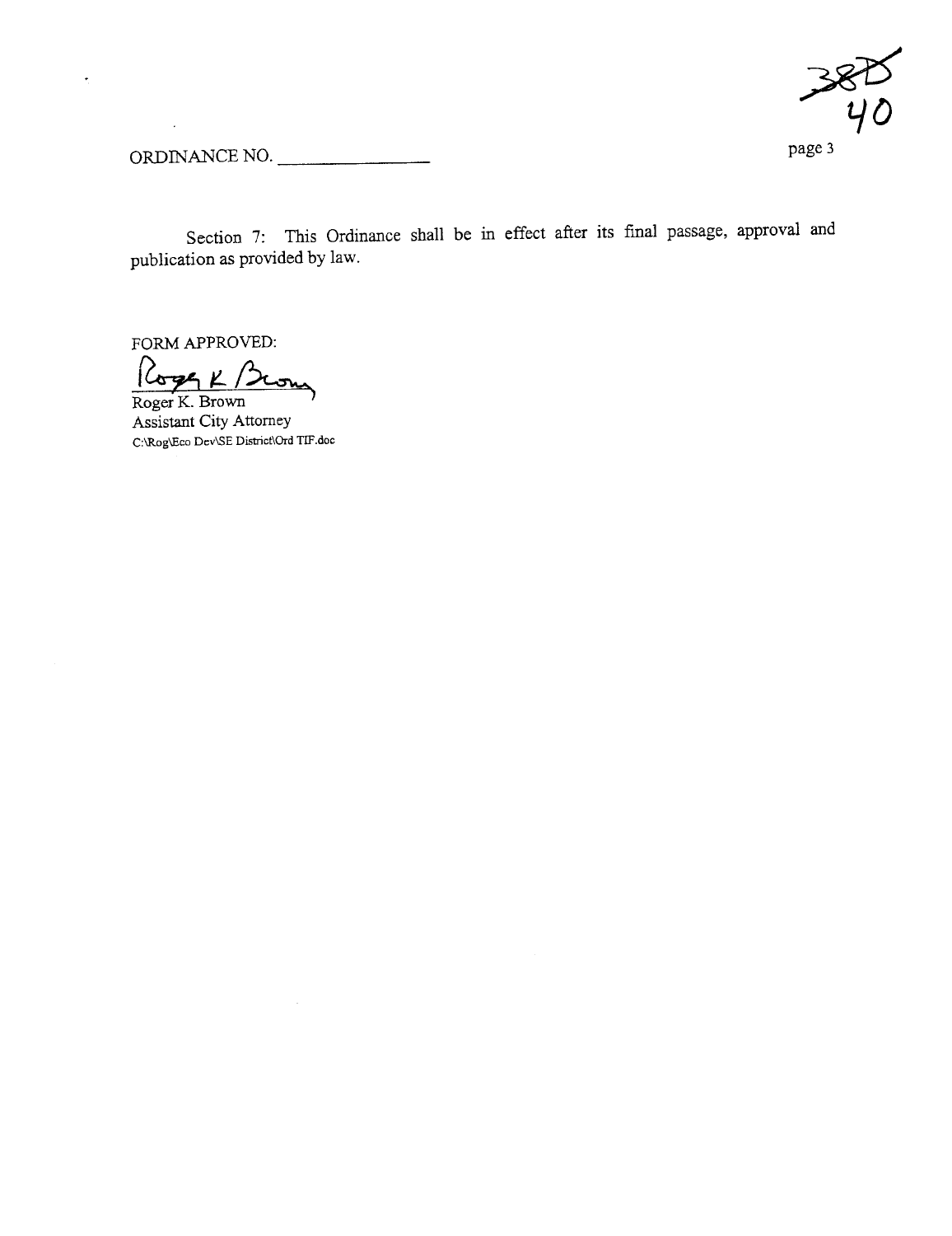ORDINANCE NO. \_\_\_\_\_\_\_\_\_\_\_\_\_\_\_\_

Section 7: This Ordinance shall be in effect after its final passage, approval and publication as provided by law.

FORM APPROVED:

Roger K. Brown

Roger K. Brown
Assistant City Attorney
C:\Rog\Eco Dev\SE District\Ord TIF.doc